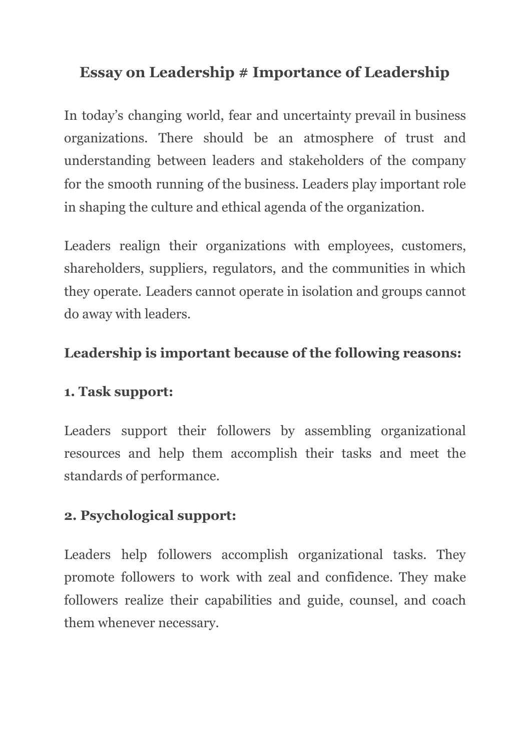# Essay on Leadership # Importance of Leadership

In today's changing world, fear and uncertainty prevail in business organizations. There should be an atmosphere of trust and understanding between leaders and stakeholders of the company for the smooth running of the business. Leaders play important role in shaping the culture and ethical agenda of the organization.

Leaders realign their organizations with employees, customers, shareholders, suppliers, regulators, and the communities in which they operate. Leaders cannot operate in isolation and groups cannot do away with leaders.

**Leadership is important because of the following reasons:**

**1. Task support:**

Leaders support their followers by assembling organizational resources and help them accomplish their tasks and meet the standards of performance.

**2. Psychological support:**

Leaders help followers accomplish organizational tasks. They promote followers to work with zeal and confidence. They make followers realize their capabilities and guide, counsel, and coach them whenever necessary.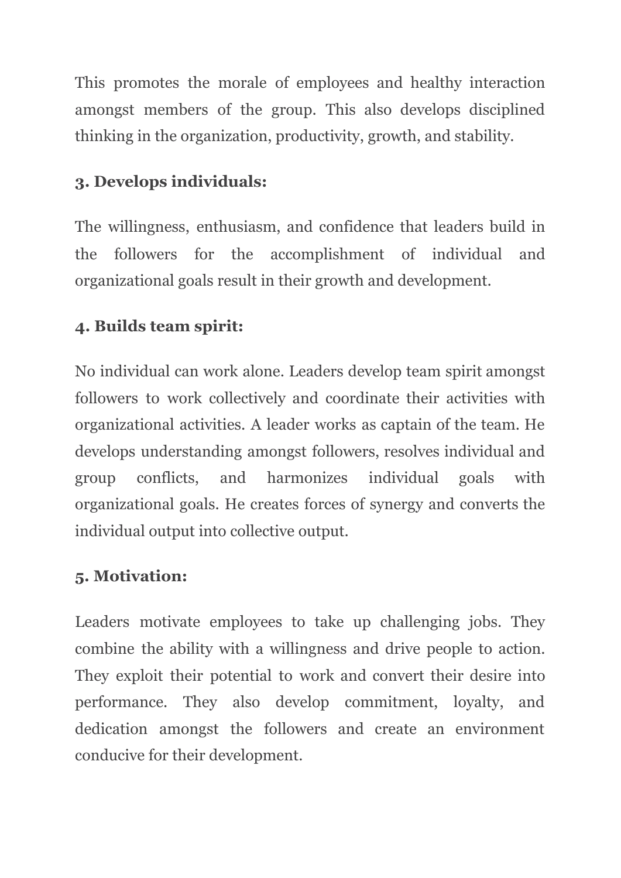This promotes the morale of employees and healthy interaction amongst members of the group. This also develops disciplined thinking in the organization, productivity, growth, and stability.

**3. Develops individuals:**

The willingness, enthusiasm, and confidence that leaders build in the followers for the accomplishment of individual and organizational goals result in their growth and development.

**4. Builds team spirit:**

No individual can work alone. Leaders develop team spirit amongst followers to work collectively and coordinate their activities with organizational activities. A leader works as captain of the team. He develops understanding amongst followers, resolves individual and group conflicts, and harmonizes individual goals with organizational goals. He creates forces of synergy and converts the individual output into collective output.

**5. Motivation:**

Leaders motivate employees to take up challenging jobs. They combine the ability with a willingness and drive people to action. They exploit their potential to work and convert their desire into performance. They also develop commitment, loyalty, and dedication amongst the followers and create an environment conducive for their development.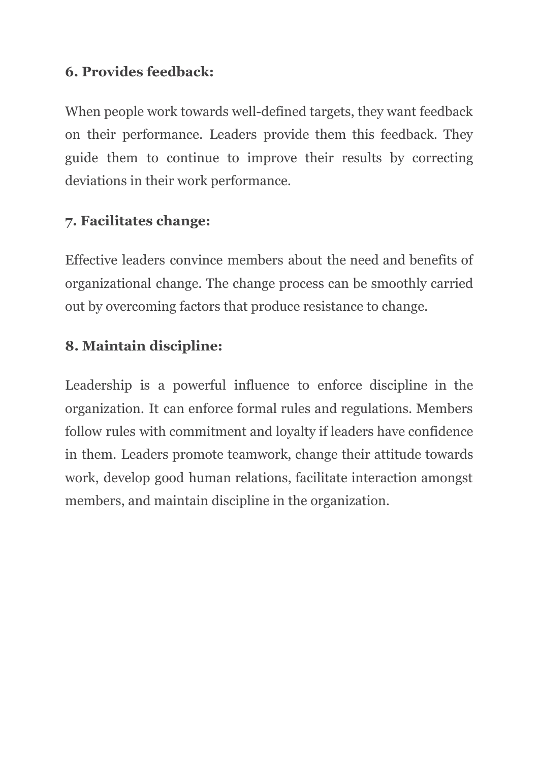### 6. Provides feedback:

When people work towards well-defined targets, they want feedback on their performance. Leaders provide them this feedback. They guide them to continue to improve their results by correcting deviations in their work performance.

### 7. Facilitates change:

Effective leaders convince members about the need and benefits of organizational change. The change process can be smoothly carried out by overcoming factors that produce resistance to change.

### 8. Maintain discipline:

Leadership is a powerful influence to enforce discipline in the organization. It can enforce formal rules and regulations. Members follow rules with commitment and loyalty if leaders have confidence in them. Leaders promote teamwork, change their attitude towards work, develop good human relations, facilitate interaction amongst members, and maintain discipline in the organization.